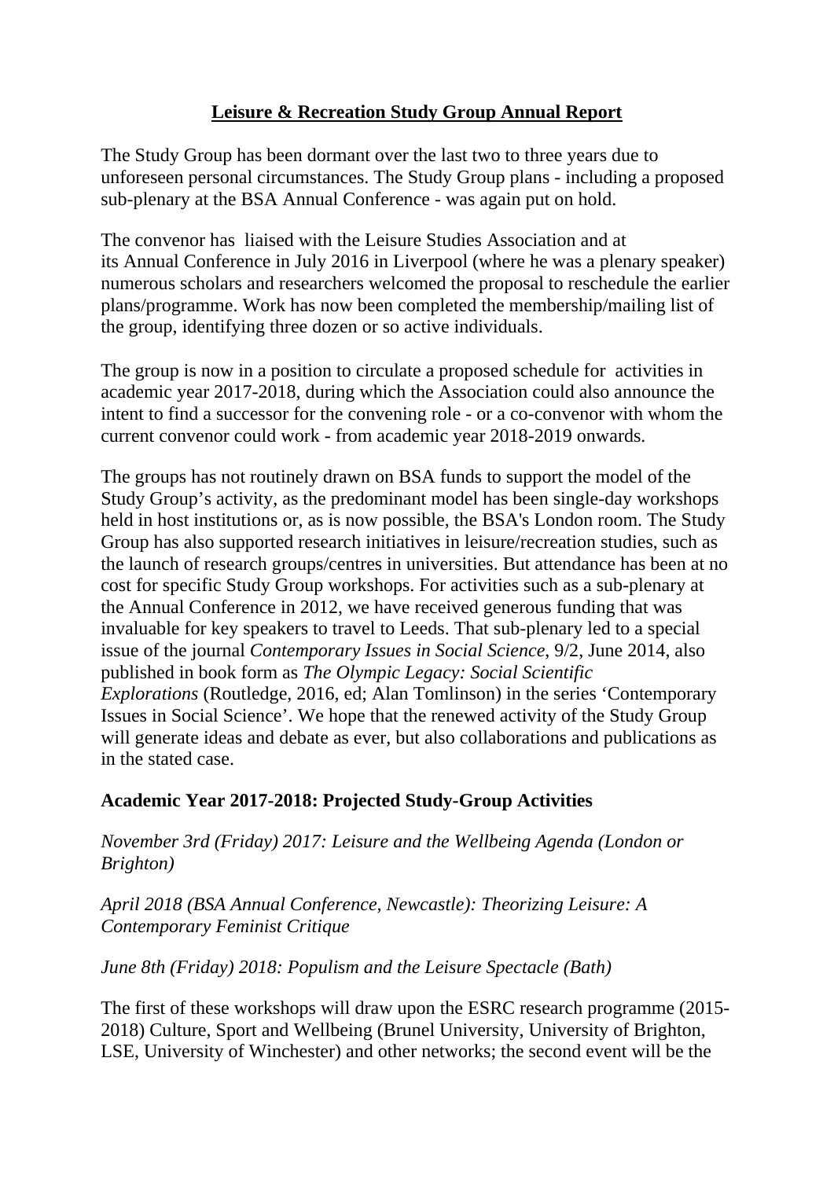# **Leisure & Recreation Study Group Annual Report**

The Study Group has been dormant over the last two to three years due to unforeseen personal circumstances. The Study Group plans - including a proposed sub-plenary at the BSA Annual Conference - was again put on hold.

The convenor has liaised with the Leisure Studies Association and at its Annual Conference in July 2016 in Liverpool (where he was a plenary speaker) numerous scholars and researchers welcomed the proposal to reschedule the earlier plans/programme. Work has now been completed the membership/mailing list of the group, identifying three dozen or so active individuals.

The group is now in a position to circulate a proposed schedule for activities in academic year 2017-2018, during which the Association could also announce the intent to find a successor for the convening role - or a co-convenor with whom the current convenor could work - from academic year 2018-2019 onwards.

The groups has not routinely drawn on BSA funds to support the model of the Study Group's activity, as the predominant model has been single-day workshops held in host institutions or, as is now possible, the BSA's London room. The Study Group has also supported research initiatives in leisure/recreation studies, such as the launch of research groups/centres in universities. But attendance has been at no cost for specific Study Group workshops. For activities such as a sub-plenary at the Annual Conference in 2012, we have received generous funding that was invaluable for key speakers to travel to Leeds. That sub-plenary led to a special issue of the journal *Contemporary Issues in Social Science*, 9/2, June 2014, also published in book form as *The Olympic Legacy: Social Scientific Explorations* (Routledge, 2016, ed; Alan Tomlinson) in the series 'Contemporary Issues in Social Science'. We hope that the renewed activity of the Study Group will generate ideas and debate as ever, but also collaborations and publications as in the stated case.

## **Academic Year 2017-2018: Projected Study-Group Activities**

*November 3rd (Friday) 2017: Leisure and the Wellbeing Agenda (London or Brighton)*

*April 2018 (BSA Annual Conference, Newcastle): Theorizing Leisure: A Contemporary Feminist Critique*

*June 8th (Friday) 2018: Populism and the Leisure Spectacle (Bath)*

The first of these workshops will draw upon the ESRC research programme (2015-2018) Culture, Sport and Wellbeing (Brunel University, University of Brighton, LSE, University of Winchester) and other networks; the second event will be the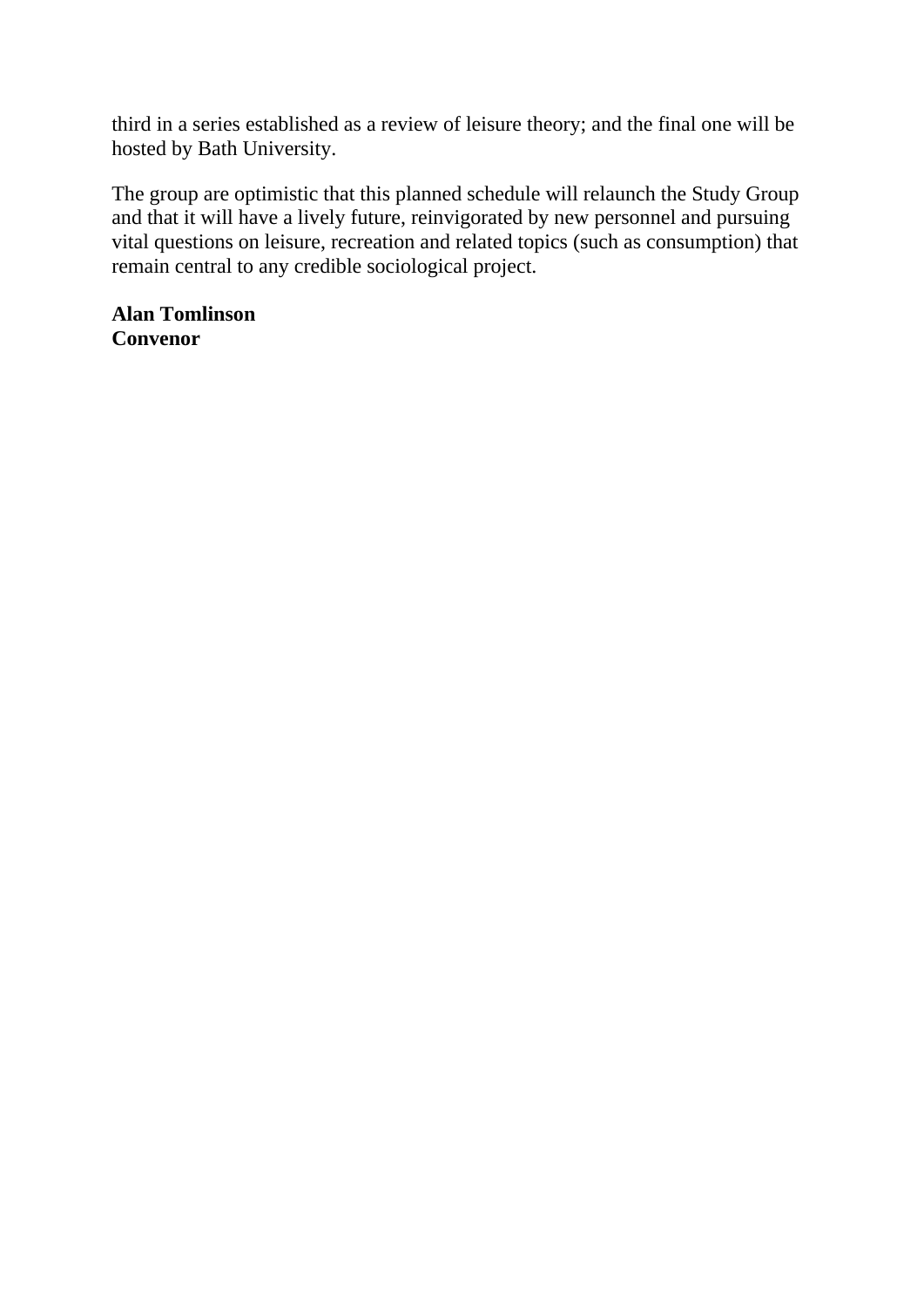third in a series established as a review of leisure theory; and the final one will be hosted by Bath University.

The group are optimistic that this planned schedule will relaunch the Study Group and that it will have a lively future, reinvigorated by new personnel and pursuing vital questions on leisure, recreation and related topics (such as consumption) that remain central to any credible sociological project.

**Alan Tomlinson**
**Convenor**